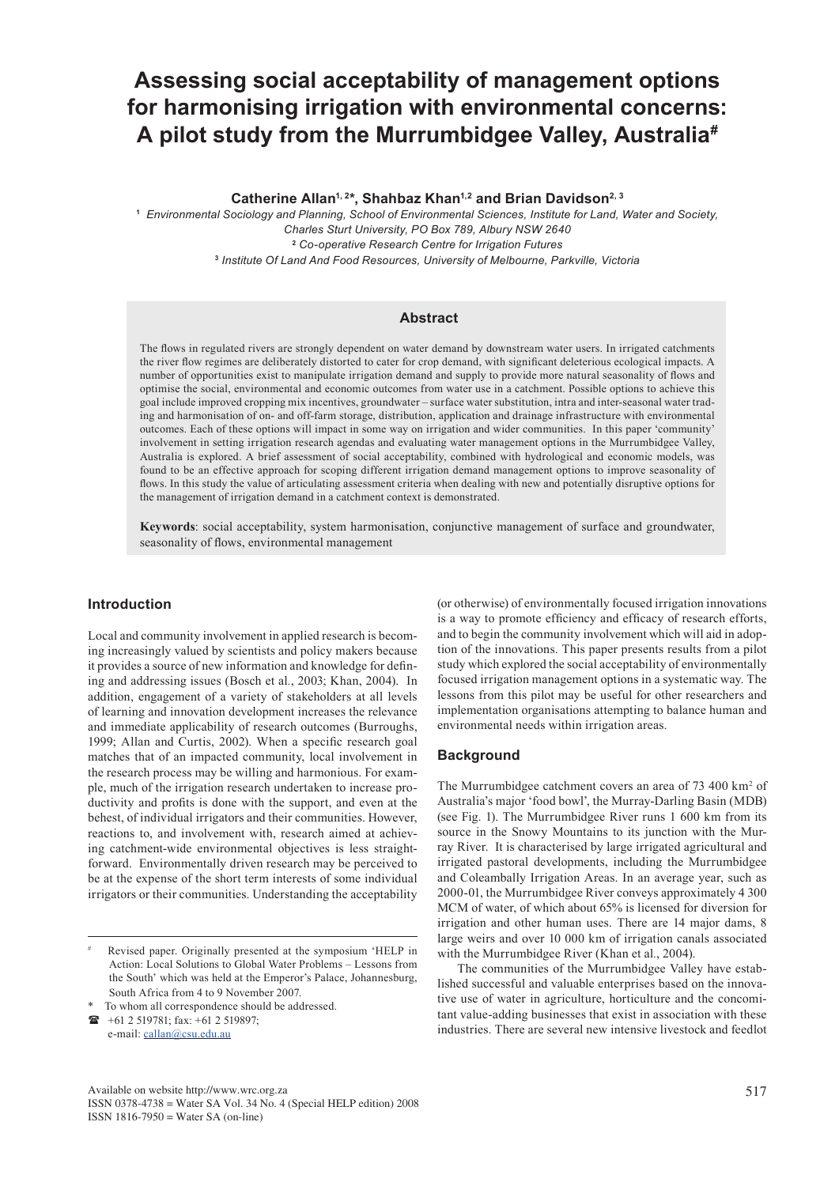# Assessing social acceptability of management options for harmonising irrigation with environmental concerns: A pilot study from the Murrumbidgee Valley, Australia[#]

**Catherine Allan[1, 2]*, Shahbaz Khan[1,2] and Brian Davidson[2, 3]**

[1] *Environmental Sociology and Planning, School of Environmental Sciences, Institute for Land, Water and Society, Charles Sturt University, PO Box 789, Albury NSW 2640*

[2] *Co-operative Research Centre for Irrigation Futures*

[3] *Institute Of Land And Food Resources, University of Melbourne, Parkville, Victoria*

## Abstract

The flows in regulated rivers are strongly dependent on water demand by downstream water users. In irrigated catchments the river flow regimes are deliberately distorted to cater for crop demand, with significant deleterious ecological impacts. A number of opportunities exist to manipulate irrigation demand and supply to provide more natural seasonality of flows and optimise the social, environmental and economic outcomes from water use in a catchment. Possible options to achieve this goal include improved cropping mix incentives, groundwater – surface water substitution, intra and inter-seasonal water trading and harmonisation of on- and off-farm storage, distribution, application and drainage infrastructure with environmental outcomes. Each of these options will impact in some way on irrigation and wider communities. In this paper 'community' involvement in setting irrigation research agendas and evaluating water management options in the Murrumbidgee Valley, Australia is explored. A brief assessment of social acceptability, combined with hydrological and economic models, was found to be an effective approach for scoping different irrigation demand management options to improve seasonality of flows. In this study the value of articulating assessment criteria when dealing with new and potentially disruptive options for the management of irrigation demand in a catchment context is demonstrated.

**Keywords**: social acceptability, system harmonisation, conjunctive management of surface and groundwater, seasonality of flows, environmental management

## Introduction

Local and community involvement in applied research is becoming increasingly valued by scientists and policy makers because it provides a source of new information and knowledge for defining and addressing issues (Bosch et al., 2003; Khan, 2004). In addition, engagement of a variety of stakeholders at all levels of learning and innovation development increases the relevance and immediate applicability of research outcomes (Burroughs, 1999; Allan and Curtis, 2002). When a specific research goal matches that of an impacted community, local involvement in the research process may be willing and harmonious. For example, much of the irrigation research undertaken to increase productivity and profits is done with the support, and even at the behest, of individual irrigators and their communities. However, reactions to, and involvement with, research aimed at achieving catchment-wide environmental objectives is less straightforward. Environmentally driven research may be perceived to be at the expense of the short term interests of some individual irrigators or their communities. Understanding the acceptability (or otherwise) of environmentally focused irrigation innovations is a way to promote efficiency and efficacy of research efforts, and to begin the community involvement which will aid in adoption of the innovations. This paper presents results from a pilot study which explored the social acceptability of environmentally focused irrigation management options in a systematic way. The lessons from this pilot may be useful for other researchers and implementation organisations attempting to balance human and environmental needs within irrigation areas.

## Background

The Murrumbidgee catchment covers an area of 73 400 km$^2$ of Australia's major 'food bowl', the Murray-Darling Basin (MDB) (see Fig. 1). The Murrumbidgee River runs 1 600 km from its source in the Snowy Mountains to its junction with the Murray River. It is characterised by large irrigated agricultural and irrigated pastoral developments, including the Murrumbidgee and Coleambally Irrigation Areas. In an average year, such as 2000-01, the Murrumbidgee River conveys approximately 4 300 MCM of water, of which about 65% is licensed for diversion for irrigation and other human uses. There are 14 major dams, 8 large weirs and over 10 000 km of irrigation canals associated with the Murrumbidgee River (Khan et al., 2004).

The communities of the Murrumbidgee Valley have established successful and valuable enterprises based on the innovative use of water in agriculture, horticulture and the concomitant value-adding businesses that exist in association with these industries. There are several new intensive livestock and feedlot

---

[#] Revised paper. Originally presented at the symposium 'HELP in Action: Local Solutions to Global Water Problems – Lessons from the South' which was held at the Emperor's Palace, Johannesburg, South Africa from 4 to 9 November 2007.

\* To whom all correspondence should be addressed.

☎ +61 2 519781; fax: +61 2 519897;
e-mail: callan@csu.edu.au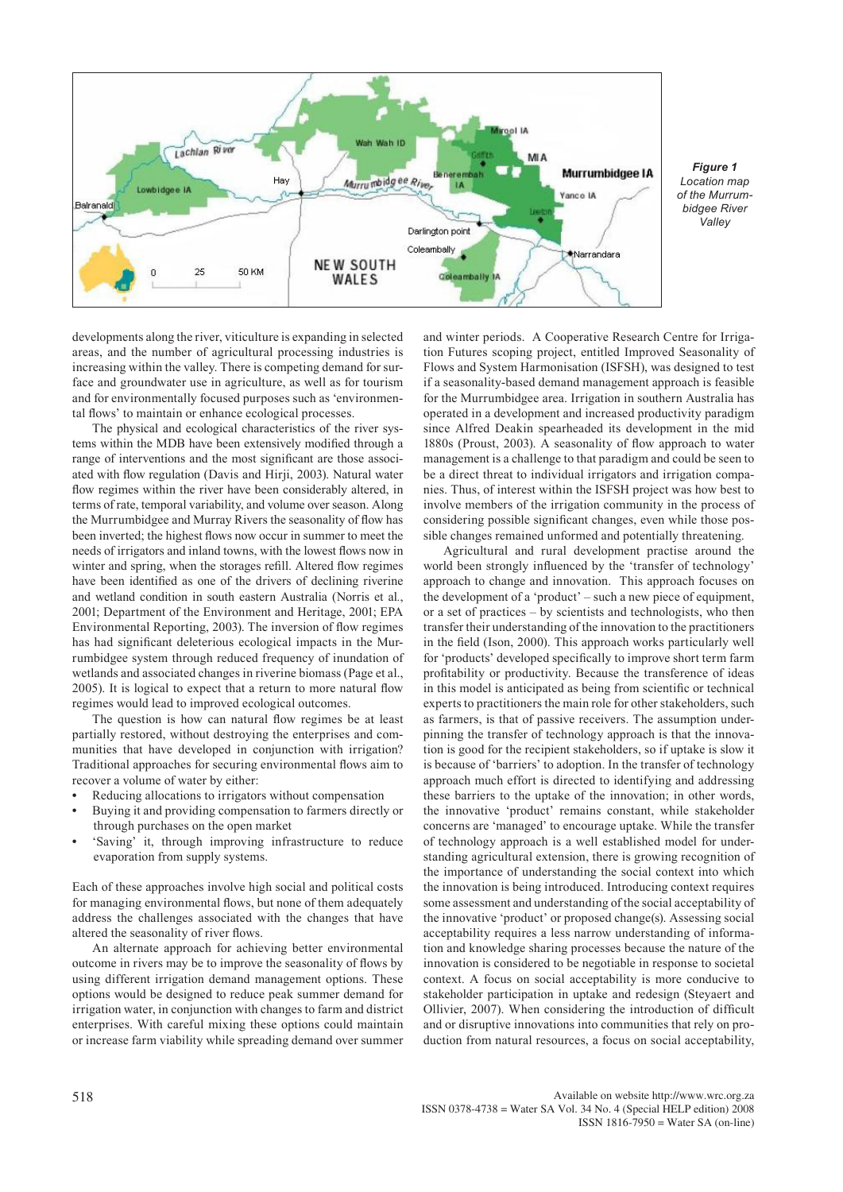Lachlan River
Wah Wah ID
Mirool IA
Griffith
MIA
Murrumbidgee IA
Benerembah IA
Hay
Murrumbidgee River
Lowbidgee IA
Balranald
Yanco IA
Leeton
Darlington point
Coleambally
Narrandara
0 25 50 KM
NEW SOUTH WALES
Coleambally IA

***Figure 1*** *Location map of the Murrumbidgee River Valley*

developments along the river, viticulture is expanding in selected areas, and the number of agricultural processing industries is increasing within the valley. There is competing demand for surface and groundwater use in agriculture, as well as for tourism and for environmentally focused purposes such as 'environmental flows' to maintain or enhance ecological processes.

The physical and ecological characteristics of the river systems within the MDB have been extensively modified through a range of interventions and the most significant are those associated with flow regulation (Davis and Hirji, 2003). Natural water flow regimes within the river have been considerably altered, in terms of rate, temporal variability, and volume over season. Along the Murrumbidgee and Murray Rivers the seasonality of flow has been inverted; the highest flows now occur in summer to meet the needs of irrigators and inland towns, with the lowest flows now in winter and spring, when the storages refill. Altered flow regimes have been identified as one of the drivers of declining riverine and wetland condition in south eastern Australia (Norris et al., 2001; Department of the Environment and Heritage, 2001; EPA Environmental Reporting, 2003). The inversion of flow regimes has had significant deleterious ecological impacts in the Murrumbidgee system through reduced frequency of inundation of wetlands and associated changes in riverine biomass (Page et al., 2005). It is logical to expect that a return to more natural flow regimes would lead to improved ecological outcomes.

The question is how can natural flow regimes be at least partially restored, without destroying the enterprises and communities that have developed in conjunction with irrigation? Traditional approaches for securing environmental flows aim to recover a volume of water by either:

- Reducing allocations to irrigators without compensation
- Buying it and providing compensation to farmers directly or through purchases on the open market
- 'Saving' it, through improving infrastructure to reduce evaporation from supply systems.

Each of these approaches involve high social and political costs for managing environmental flows, but none of them adequately address the challenges associated with the changes that have altered the seasonality of river flows.

An alternate approach for achieving better environmental outcome in rivers may be to improve the seasonality of flows by using different irrigation demand management options. These options would be designed to reduce peak summer demand for irrigation water, in conjunction with changes to farm and district enterprises. With careful mixing these options could maintain or increase farm viability while spreading demand over summer and winter periods. A Cooperative Research Centre for Irrigation Futures scoping project, entitled Improved Seasonality of Flows and System Harmonisation (ISFSH), was designed to test if a seasonality-based demand management approach is feasible for the Murrumbidgee area. Irrigation in southern Australia has operated in a development and increased productivity paradigm since Alfred Deakin spearheaded its development in the mid 1880s (Proust, 2003). A seasonality of flow approach to water management is a challenge to that paradigm and could be seen to be a direct threat to individual irrigators and irrigation companies. Thus, of interest within the ISFSH project was how best to involve members of the irrigation community in the process of considering possible significant changes, even while those possible changes remained unformed and potentially threatening.

Agricultural and rural development practise around the world been strongly influenced by the 'transfer of technology' approach to change and innovation. This approach focuses on the development of a 'product' – such a new piece of equipment, or a set of practices – by scientists and technologists, who then transfer their understanding of the innovation to the practitioners in the field (Ison, 2000). This approach works particularly well for 'products' developed specifically to improve short term farm profitability or productivity. Because the transference of ideas in this model is anticipated as being from scientific or technical experts to practitioners the main role for other stakeholders, such as farmers, is that of passive receivers. The assumption underpinning the transfer of technology approach is that the innovation is good for the recipient stakeholders, so if uptake is slow it is because of 'barriers' to adoption. In the transfer of technology approach much effort is directed to identifying and addressing these barriers to the uptake of the innovation; in other words, the innovative 'product' remains constant, while stakeholder concerns are 'managed' to encourage uptake. While the transfer of technology approach is a well established model for understanding agricultural extension, there is growing recognition of the importance of understanding the social context into which the innovation is being introduced. Introducing context requires some assessment and understanding of the social acceptability of the innovative 'product' or proposed change(s). Assessing social acceptability requires a less narrow understanding of information and knowledge sharing processes because the nature of the innovation is considered to be negotiable in response to societal context. A focus on social acceptability is more conducive to stakeholder participation in uptake and redesign (Steyaert and Ollivier, 2007). When considering the introduction of difficult and or disruptive innovations into communities that rely on production from natural resources, a focus on social acceptability,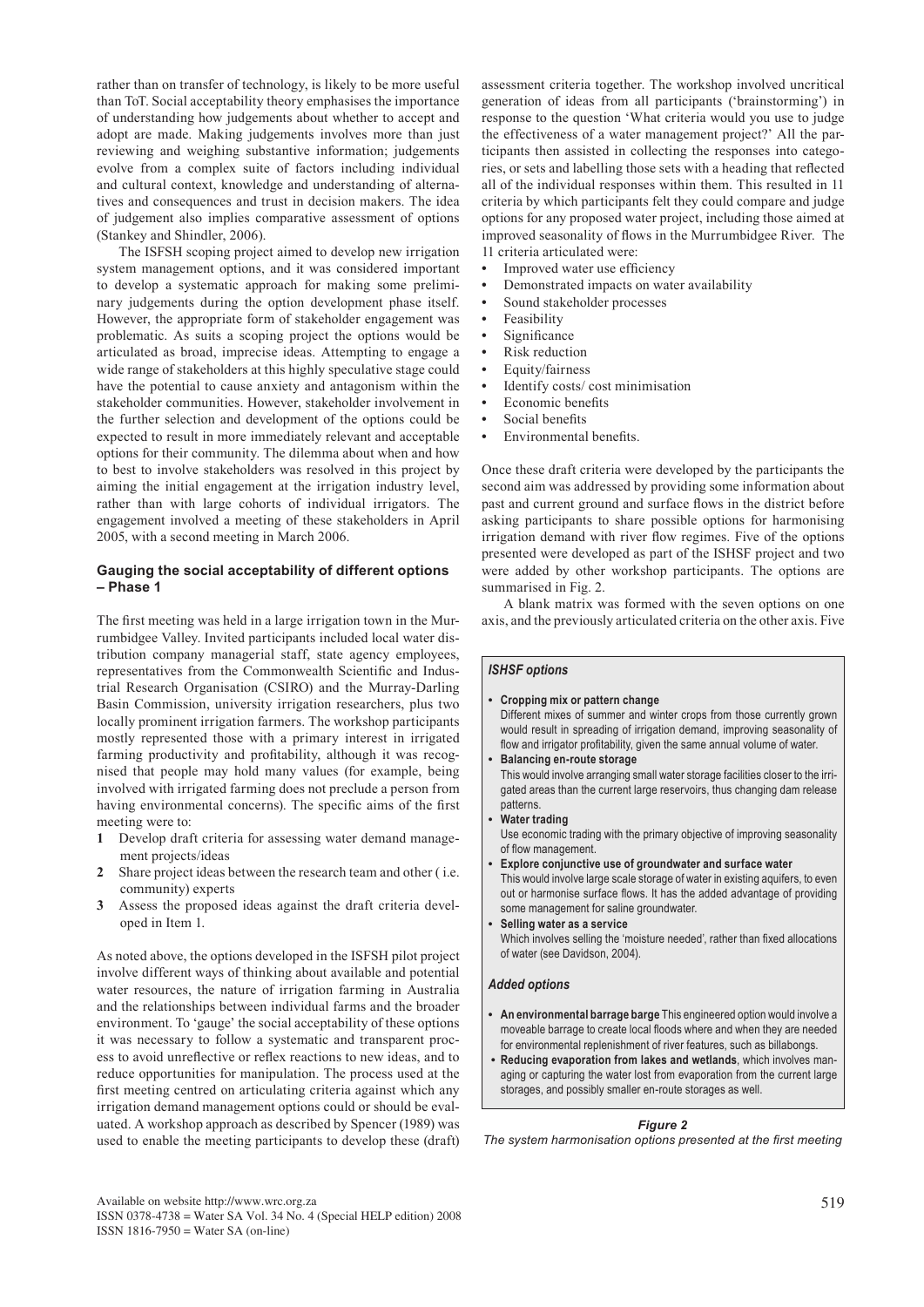rather than on transfer of technology, is likely to be more useful than ToT. Social acceptability theory emphasises the importance of understanding how judgements about whether to accept and adopt are made. Making judgements involves more than just reviewing and weighing substantive information; judgements evolve from a complex suite of factors including individual and cultural context, knowledge and understanding of alternatives and consequences and trust in decision makers. The idea of judgement also implies comparative assessment of options (Stankey and Shindler, 2006).

The ISFSH scoping project aimed to develop new irrigation system management options, and it was considered important to develop a systematic approach for making some preliminary judgements during the option development phase itself. However, the appropriate form of stakeholder engagement was problematic. As suits a scoping project the options would be articulated as broad, imprecise ideas. Attempting to engage a wide range of stakeholders at this highly speculative stage could have the potential to cause anxiety and antagonism within the stakeholder communities. However, stakeholder involvement in the further selection and development of the options could be expected to result in more immediately relevant and acceptable options for their community. The dilemma about when and how to best to involve stakeholders was resolved in this project by aiming the initial engagement at the irrigation industry level, rather than with large cohorts of individual irrigators. The engagement involved a meeting of these stakeholders in April 2005, with a second meeting in March 2006.

### Gauging the social acceptability of different options – Phase 1

The first meeting was held in a large irrigation town in the Murrumbidgee Valley. Invited participants included local water distribution company managerial staff, state agency employees, representatives from the Commonwealth Scientific and Industrial Research Organisation (CSIRO) and the Murray-Darling Basin Commission, university irrigation researchers, plus two locally prominent irrigation farmers. The workshop participants mostly represented those with a primary interest in irrigated farming productivity and profitability, although it was recognised that people may hold many values (for example, being involved with irrigated farming does not preclude a person from having environmental concerns). The specific aims of the first meeting were to:

1. Develop draft criteria for assessing water demand management projects/ideas
2. Share project ideas between the research team and other ( i.e. community) experts
3. Assess the proposed ideas against the draft criteria developed in Item 1.

As noted above, the options developed in the ISFSH pilot project involve different ways of thinking about available and potential water resources, the nature of irrigation farming in Australia and the relationships between individual farms and the broader environment. To 'gauge' the social acceptability of these options it was necessary to follow a systematic and transparent process to avoid unreflective or reflex reactions to new ideas, and to reduce opportunities for manipulation. The process used at the first meeting centred on articulating criteria against which any irrigation demand management options could or should be evaluated. A workshop approach as described by Spencer (1989) was used to enable the meeting participants to develop these (draft) assessment criteria together. The workshop involved uncritical generation of ideas from all participants ('brainstorming') in response to the question 'What criteria would you use to judge the effectiveness of a water management project?' All the participants then assisted in collecting the responses into categories, or sets and labelling those sets with a heading that reflected all of the individual responses within them. This resulted in 11 criteria by which participants felt they could compare and judge options for any proposed water project, including those aimed at improved seasonality of flows in the Murrumbidgee River. The 11 criteria articulated were:

- Improved water use efficiency
- Demonstrated impacts on water availability
- Sound stakeholder processes
- Feasibility
- Significance
- Risk reduction
- Equity/fairness
- Identify costs/ cost minimisation
- Economic benefits
- Social benefits
- Environmental benefits.

Once these draft criteria were developed by the participants the second aim was addressed by providing some information about past and current ground and surface flows in the district before asking participants to share possible options for harmonising irrigation demand with river flow regimes. Five of the options presented were developed as part of the ISHSF project and two were added by other workshop participants. The options are summarised in Fig. 2.

A blank matrix was formed with the seven options on one axis, and the previously articulated criteria on the other axis. Five

***ISHSF options***

- **Cropping mix or pattern change**
  Different mixes of summer and winter crops from those currently grown would result in spreading of irrigation demand, improving seasonality of flow and irrigator profitability, given the same annual volume of water.
- **Balancing en-route storage**
  This would involve arranging small water storage facilities closer to the irrigated areas than the current large reservoirs, thus changing dam release patterns.
- **Water trading**
  Use economic trading with the primary objective of improving seasonality of flow management.
- **Explore conjunctive use of groundwater and surface water**
  This would involve large scale storage of water in existing aquifers, to even out or harmonise surface flows. It has the added advantage of providing some management for saline groundwater.
- **Selling water as a service**
  Which involves selling the 'moisture needed', rather than fixed allocations of water (see Davidson, 2004).

***Added options***

- **An environmental barrage barge** This engineered option would involve a moveable barrage to create local floods where and when they are needed for environmental replenishment of river features, such as billabongs.
- **Reducing evaporation from lakes and wetlands**, which involves managing or capturing the water lost from evaporation from the current large storages, and possibly smaller en-route storages as well.

***Figure 2***
*The system harmonisation options presented at the first meeting*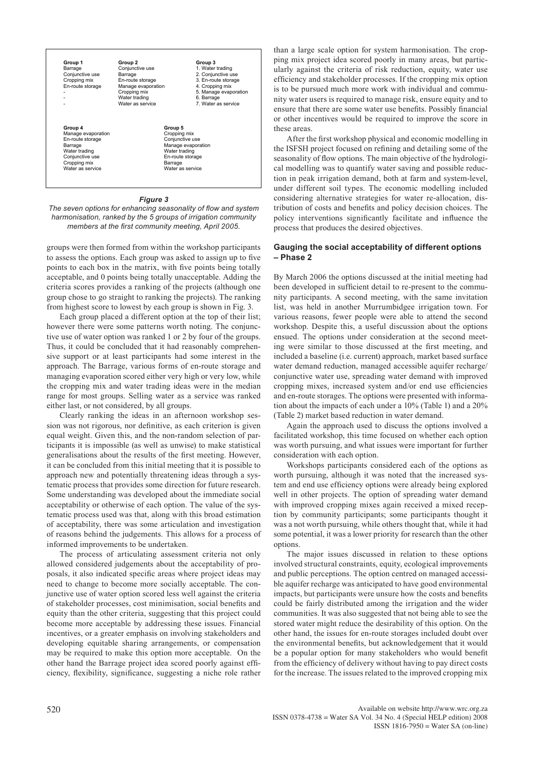**Group 1**
Barrage
Conjunctive use
Cropping mix
En-route storage
-
-
-

**Group 2**
Conjunctive use
Barrage
En-route storage
Manage evaporation
Cropping mix
Water trading
Water as service

**Group 3**
1. Water trading
2. Conjunctive use
3. En-route storage
4. Cropping mix
5. Manage evaporation
6. Barrage
7. Water as service

**Group 4**
Manage evaporation
En-route storage
Barrage
Water trading
Conjunctive use
Cropping mix
Water as service

**Group 5**
Cropping mix
Conjunctive use
Manage evaporation
Water trading
En-route storage
Barrage
Water as service

***Figure 3***
*The seven options for enhancing seasonality of flow and system harmonisation, ranked by the 5 groups of irrigation community members at the first community meeting, April 2005.*

groups were then formed from within the workshop participants to assess the options. Each group was asked to assign up to five points to each box in the matrix, with five points being totally acceptable, and 0 points being totally unacceptable. Adding the criteria scores provides a ranking of the projects (although one group chose to go straight to ranking the projects). The ranking from highest score to lowest by each group is shown in Fig. 3.

Each group placed a different option at the top of their list; however there were some patterns worth noting. The conjunctive use of water option was ranked 1 or 2 by four of the groups. Thus, it could be concluded that it had reasonably comprehensive support or at least participants had some interest in the approach. The Barrage, various forms of en-route storage and managing evaporation scored either very high or very low, while the cropping mix and water trading ideas were in the median range for most groups. Selling water as a service was ranked either last, or not considered, by all groups.

Clearly ranking the ideas in an afternoon workshop session was not rigorous, nor definitive, as each criterion is given equal weight. Given this, and the non-random selection of participants it is impossible (as well as unwise) to make statistical generalisations about the results of the first meeting. However, it can be concluded from this initial meeting that it is possible to approach new and potentially threatening ideas through a systematic process that provides some direction for future research. Some understanding was developed about the immediate social acceptability or otherwise of each option. The value of the systematic process used was that, along with this broad estimation of acceptability, there was some articulation and investigation of reasons behind the judgements. This allows for a process of informed improvements to be undertaken.

The process of articulating assessment criteria not only allowed considered judgements about the acceptability of proposals, it also indicated specific areas where project ideas may need to change to become more socially acceptable. The conjunctive use of water option scored less well against the criteria of stakeholder processes, cost minimisation, social benefits and equity than the other criteria, suggesting that this project could become more acceptable by addressing these issues. Financial incentives, or a greater emphasis on involving stakeholders and developing equitable sharing arrangements, or compensation may be required to make this option more acceptable. On the other hand the Barrage project idea scored poorly against efficiency, flexibility, significance, suggesting a niche role rather than a large scale option for system harmonisation. The cropping mix project idea scored poorly in many areas, but particularly against the criteria of risk reduction, equity, water use efficiency and stakeholder processes. If the cropping mix option is to be pursued much more work with individual and community water users is required to manage risk, ensure equity and to ensure that there are some water use benefits. Possibly financial or other incentives would be required to improve the score in these areas.

After the first workshop physical and economic modelling in the ISFSH project focused on refining and detailing some of the seasonality of flow options. The main objective of the hydrological modelling was to quantify water saving and possible reduction in peak irrigation demand, both at farm and system-level, under different soil types. The economic modelling included considering alternative strategies for water re-allocation, distribution of costs and benefits and policy decision choices. The policy interventions significantly facilitate and influence the process that produces the desired objectives.

### Gauging the social acceptability of different options – Phase 2

By March 2006 the options discussed at the initial meeting had been developed in sufficient detail to re-present to the community participants. A second meeting, with the same invitation list, was held in another Murrumbidgee irrigation town. For various reasons, fewer people were able to attend the second workshop. Despite this, a useful discussion about the options ensued. The options under consideration at the second meeting were similar to those discussed at the first meeting, and included a baseline (i.e. current) approach, market based surface water demand reduction, managed accessible aquifer recharge/conjunctive water use, spreading water demand with improved cropping mixes, increased system and/or end use efficiencies and en-route storages. The options were presented with information about the impacts of each under a 10% (Table 1) and a 20% (Table 2) market based reduction in water demand.

Again the approach used to discuss the options involved a facilitated workshop, this time focused on whether each option was worth pursuing, and what issues were important for further consideration with each option.

Workshops participants considered each of the options as worth pursuing, although it was noted that the increased system and end use efficiency options were already being explored well in other projects. The option of spreading water demand with improved cropping mixes again received a mixed reception by community participants; some participants thought it was a not worth pursuing, while others thought that, while it had some potential, it was a lower priority for research than the other options.

The major issues discussed in relation to these options involved structural constraints, equity, ecological improvements and public perceptions. The option centred on managed accessible aquifer recharge was anticipated to have good environmental impacts, but participants were unsure how the costs and benefits could be fairly distributed among the irrigation and the wider communities. It was also suggested that not being able to see the stored water might reduce the desirability of this option. On the other hand, the issues for en-route storages included doubt over the environmental benefits, but acknowledgement that it would be a popular option for many stakeholders who would benefit from the efficiency of delivery without having to pay direct costs for the increase. The issues related to the improved cropping mix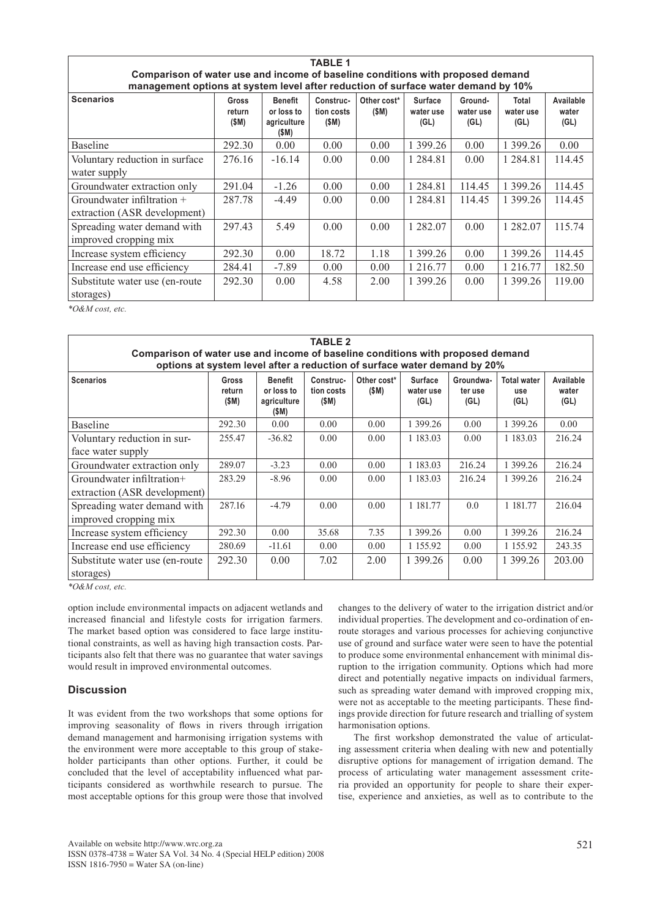**TABLE 1**
**Comparison of water use and income of baseline conditions with proposed demand management options at system level after reduction of surface water demand by 10%**

| Scenarios | Gross return ($M) | Benefit or loss to agriculture ($M) | Construction costs ($M) | Other cost* ($M) | Surface water use (GL) | Groundwater use (GL) | Total water use (GL) | Available water (GL) |
|---|---|---|---|---|---|---|---|---|
| Baseline | 292.30 | 0.00 | 0.00 | 0.00 | 1 399.26 | 0.00 | 1 399.26 | 0.00 |
| Voluntary reduction in surface water supply | 276.16 | -16.14 | 0.00 | 0.00 | 1 284.81 | 0.00 | 1 284.81 | 114.45 |
| Groundwater extraction only | 291.04 | -1.26 | 0.00 | 0.00 | 1 284.81 | 114.45 | 1 399.26 | 114.45 |
| Groundwater infiltration + extraction (ASR development) | 287.78 | -4.49 | 0.00 | 0.00 | 1 284.81 | 114.45 | 1 399.26 | 114.45 |
| Spreading water demand with improved cropping mix | 297.43 | 5.49 | 0.00 | 0.00 | 1 282.07 | 0.00 | 1 282.07 | 115.74 |
| Increase system efficiency | 292.30 | 0.00 | 18.72 | 1.18 | 1 399.26 | 0.00 | 1 399.26 | 114.45 |
| Increase end use efficiency | 284.41 | -7.89 | 0.00 | 0.00 | 1 216.77 | 0.00 | 1 216.77 | 182.50 |
| Substitute water use (en-route storages) | 292.30 | 0.00 | 4.58 | 2.00 | 1 399.26 | 0.00 | 1 399.26 | 119.00 |

*O&M cost, etc.*

**TABLE 2**
**Comparison of water use and income of baseline conditions with proposed demand options at system level after a reduction of surface water demand by 20%**

| Scenarios | Gross return ($M) | Benefit or loss to agriculture ($M) | Construction costs ($M) | Other cost* ($M) | Surface water use (GL) | Groundwater use (GL) | Total water use (GL) | Available water (GL) |
|---|---|---|---|---|---|---|---|---|
| Baseline | 292.30 | 0.00 | 0.00 | 0.00 | 1 399.26 | 0.00 | 1 399.26 | 0.00 |
| Voluntary reduction in surface water supply | 255.47 | -36.82 | 0.00 | 0.00 | 1 183.03 | 0.00 | 1 183.03 | 216.24 |
| Groundwater extraction only | 289.07 | -3.23 | 0.00 | 0.00 | 1 183.03 | 216.24 | 1 399.26 | 216.24 |
| Groundwater infiltration+ extraction (ASR development) | 283.29 | -8.96 | 0.00 | 0.00 | 1 183.03 | 216.24 | 1 399.26 | 216.24 |
| Spreading water demand with improved cropping mix | 287.16 | -4.79 | 0.00 | 0.00 | 1 181.77 | 0.0 | 1 181.77 | 216.04 |
| Increase system efficiency | 292.30 | 0.00 | 35.68 | 7.35 | 1 399.26 | 0.00 | 1 399.26 | 216.24 |
| Increase end use efficiency | 280.69 | -11.61 | 0.00 | 0.00 | 1 155.92 | 0.00 | 1 155.92 | 243.35 |
| Substitute water use (en-route storages) | 292.30 | 0.00 | 7.02 | 2.00 | 1 399.26 | 0.00 | 1 399.26 | 203.00 |

*O&M cost, etc.*

option include environmental impacts on adjacent wetlands and increased financial and lifestyle costs for irrigation farmers. The market based option was considered to face large institutional constraints, as well as having high transaction costs. Participants also felt that there was no guarantee that water savings would result in improved environmental outcomes.

## Discussion

It was evident from the two workshops that some options for improving seasonality of flows in rivers through irrigation demand management and harmonising irrigation systems with the environment were more acceptable to this group of stakeholder participants than other options. Further, it could be concluded that the level of acceptability influenced what participants considered as worthwhile research to pursue. The most acceptable options for this group were those that involved changes to the delivery of water to the irrigation district and/or individual properties. The development and co-ordination of en-route storages and various processes for achieving conjunctive use of ground and surface water were seen to have the potential to produce some environmental enhancement with minimal disruption to the irrigation community. Options which had more direct and potentially negative impacts on individual farmers, such as spreading water demand with improved cropping mix, were not as acceptable to the meeting participants. These findings provide direction for future research and trialling of system harmonisation options.

The first workshop demonstrated the value of articulating assessment criteria when dealing with new and potentially disruptive options for management of irrigation demand. The process of articulating water management assessment criteria provided an opportunity for people to share their expertise, experience and anxieties, as well as to contribute to the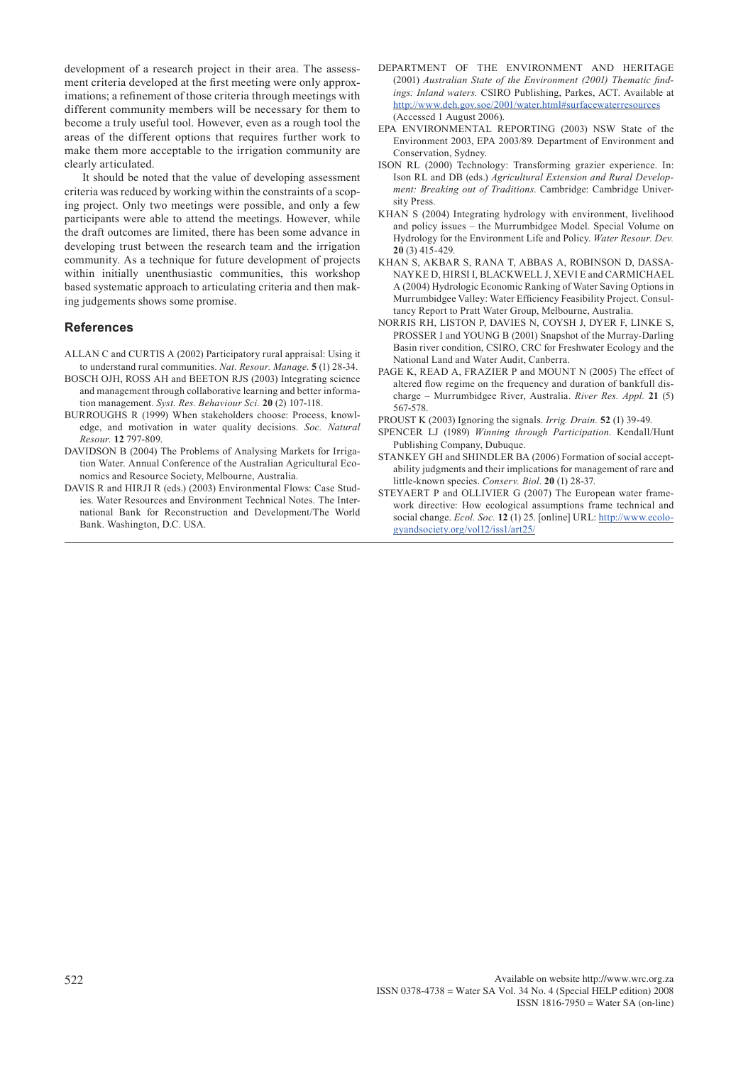development of a research project in their area. The assessment criteria developed at the first meeting were only approximations; a refinement of those criteria through meetings with different community members will be necessary for them to become a truly useful tool. However, even as a rough tool the areas of the different options that requires further work to make them more acceptable to the irrigation community are clearly articulated.

It should be noted that the value of developing assessment criteria was reduced by working within the constraints of a scoping project. Only two meetings were possible, and only a few participants were able to attend the meetings. However, while the draft outcomes are limited, there has been some advance in developing trust between the research team and the irrigation community. As a technique for future development of projects within initially unenthusiastic communities, this workshop based systematic approach to articulating criteria and then making judgements shows some promise.

## References

ALLAN C and CURTIS A (2002) Participatory rural appraisal: Using it to understand rural communities. *Nat. Resour. Manage.* **5** (1) 28-34.

BOSCH OJH, ROSS AH and BEETON RJS (2003) Integrating science and management through collaborative learning and better information management. *Syst. Res. Behaviour Sci.* **20** (2) 107-118.

BURROUGHS R (1999) When stakeholders choose: Process, knowledge, and motivation in water quality decisions. *Soc. Natural Resour.* **12** 797-809.

DAVIDSON B (2004) The Problems of Analysing Markets for Irrigation Water. Annual Conference of the Australian Agricultural Economics and Resource Society, Melbourne, Australia.

DAVIS R and HIRJI R (eds.) (2003) Environmental Flows: Case Studies. Water Resources and Environment Technical Notes. The International Bank for Reconstruction and Development/The World Bank. Washington, D.C. USA.

DEPARTMENT OF THE ENVIRONMENT AND HERITAGE (2001) *Australian State of the Environment (2001) Thematic findings: Inland waters.* CSIRO Publishing, Parkes, ACT. Available at http://www.deh.gov.soe/2001/water.html#surfacewaterresources (Accessed 1 August 2006).

EPA ENVIRONMENTAL REPORTING (2003) NSW State of the Environment 2003, EPA 2003/89. Department of Environment and Conservation, Sydney.

ISON RL (2000) Technology: Transforming grazier experience. In: Ison RL and DB (eds.) *Agricultural Extension and Rural Development: Breaking out of Traditions*. Cambridge: Cambridge University Press.

KHAN S (2004) Integrating hydrology with environment, livelihood and policy issues – the Murrumbidgee Model. Special Volume on Hydrology for the Environment Life and Policy. *Water Resour. Dev.* **20** (3) 415-429.

KHAN S, AKBAR S, RANA T, ABBAS A, ROBINSON D, DASSANAYKE D, HIRSI I, BLACKWELL J, XEVI E and CARMICHAEL A (2004) Hydrologic Economic Ranking of Water Saving Options in Murrumbidgee Valley: Water Efficiency Feasibility Project. Consultancy Report to Pratt Water Group, Melbourne, Australia.

NORRIS RH, LISTON P, DAVIES N, COYSH J, DYER F, LINKE S, PROSSER I and YOUNG B (2001) Snapshot of the Murray-Darling Basin river condition, CSIRO, CRC for Freshwater Ecology and the National Land and Water Audit, Canberra.

PAGE K, READ A, FRAZIER P and MOUNT N (2005) The effect of altered flow regime on the frequency and duration of bankfull discharge – Murrumbidgee River, Australia. *River Res. Appl.* **21** (5) 567-578.

PROUST K (2003) Ignoring the signals. *Irrig. Drain.* **52** (1) 39-49.

SPENCER LJ (1989) *Winning through Participation*. Kendall/Hunt Publishing Company, Dubuque.

STANKEY GH and SHINDLER BA (2006) Formation of social acceptability judgments and their implications for management of rare and little-known species. *Conserv. Biol*. **20** (1) 28-37.

STEYAERT P and OLLIVIER G (2007) The European water framework directive: How ecological assumptions frame technical and social change. *Ecol. Soc.* **12** (1) 25. [online] URL: http://www.ecologyandsociety.org/vol12/iss1/art25/